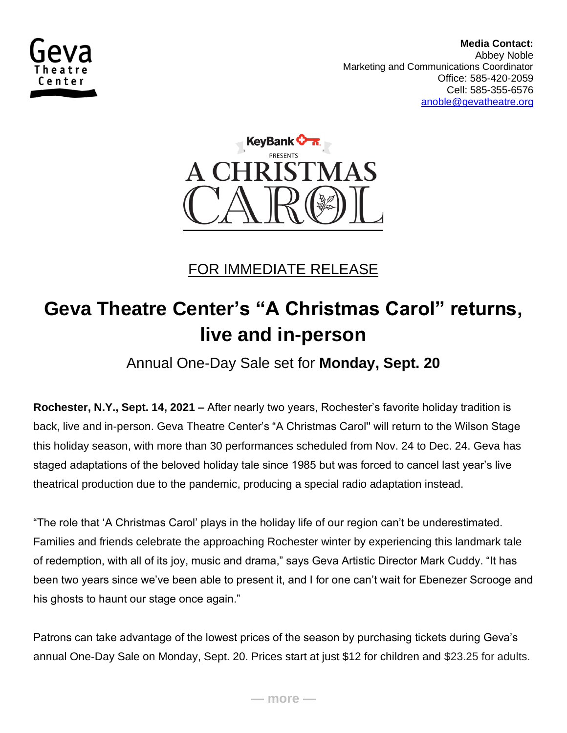Geva Theatre Center

**Media Contact:**
Abbey Noble
Marketing and Communications Coordinator
Office: 585-420-2059
Cell: 585-355-6576
anoble@gevatheatre.org

KeyBank PRESENTS A CHRISTMAS CAROL

FOR IMMEDIATE RELEASE

# Geva Theatre Center's "A Christmas Carol" returns, live and in-person

## Annual One-Day Sale set for **Monday, Sept. 20**

**Rochester, N.Y., Sept. 14, 2021 –** After nearly two years, Rochester's favorite holiday tradition is back, live and in-person. Geva Theatre Center's "A Christmas Carol" will return to the Wilson Stage this holiday season, with more than 30 performances scheduled from Nov. 24 to Dec. 24. Geva has staged adaptations of the beloved holiday tale since 1985 but was forced to cancel last year's live theatrical production due to the pandemic, producing a special radio adaptation instead.

"The role that 'A Christmas Carol' plays in the holiday life of our region can't be underestimated. Families and friends celebrate the approaching Rochester winter by experiencing this landmark tale of redemption, with all of its joy, music and drama," says Geva Artistic Director Mark Cuddy. "It has been two years since we've been able to present it, and I for one can't wait for Ebenezer Scrooge and his ghosts to haunt our stage once again."

Patrons can take advantage of the lowest prices of the season by purchasing tickets during Geva's annual One-Day Sale on Monday, Sept. 20. Prices start at just $12 for children and $23.25 for adults.

— more —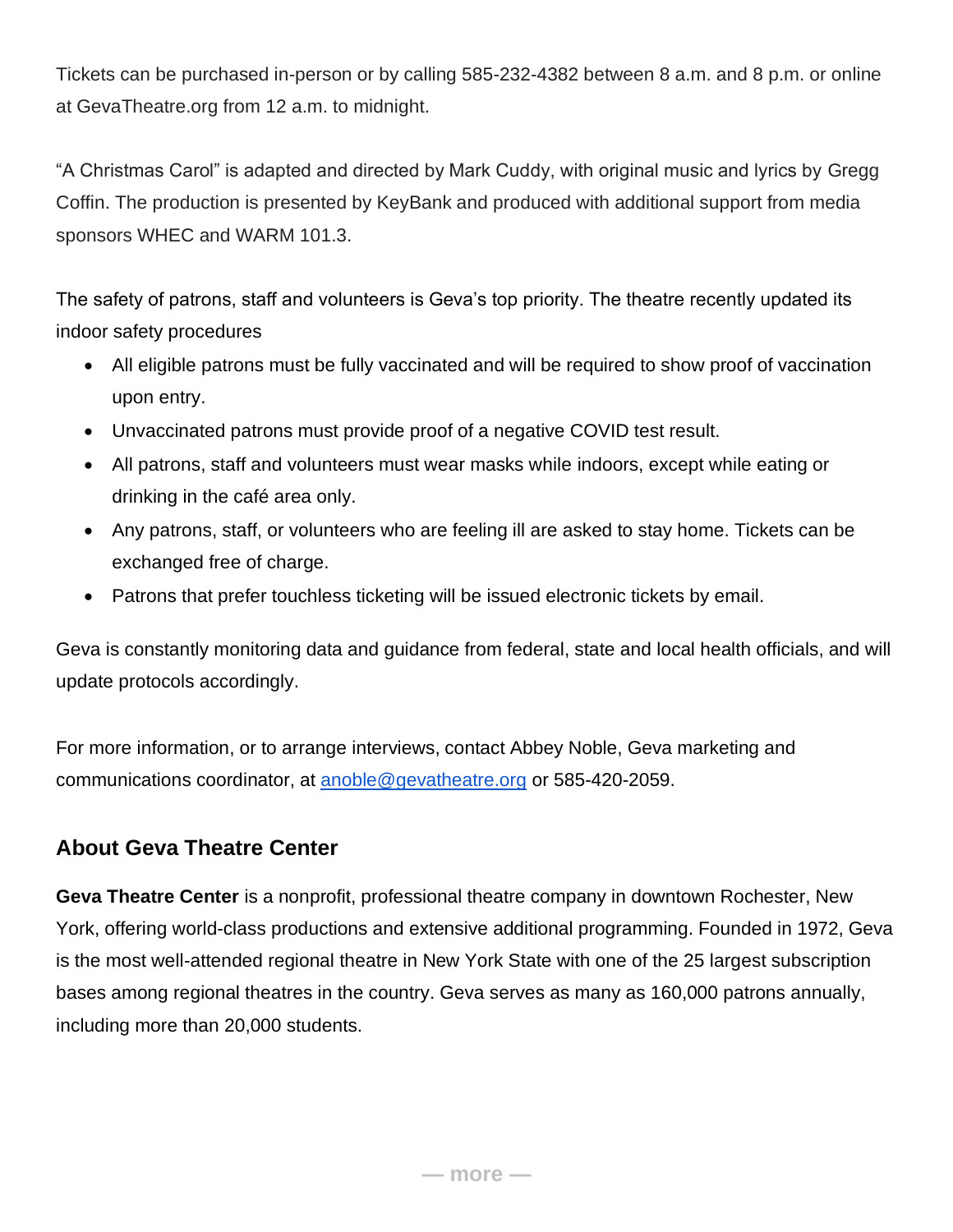Tickets can be purchased in-person or by calling 585-232-4382 between 8 a.m. and 8 p.m. or online at GevaTheatre.org from 12 a.m. to midnight.

"A Christmas Carol" is adapted and directed by Mark Cuddy, with original music and lyrics by Gregg Coffin. The production is presented by KeyBank and produced with additional support from media sponsors WHEC and WARM 101.3.

The safety of patrons, staff and volunteers is Geva's top priority. The theatre recently updated its indoor safety procedures

- All eligible patrons must be fully vaccinated and will be required to show proof of vaccination upon entry.
- Unvaccinated patrons must provide proof of a negative COVID test result.
- All patrons, staff and volunteers must wear masks while indoors, except while eating or drinking in the café area only.
- Any patrons, staff, or volunteers who are feeling ill are asked to stay home. Tickets can be exchanged free of charge.
- Patrons that prefer touchless ticketing will be issued electronic tickets by email.

Geva is constantly monitoring data and guidance from federal, state and local health officials, and will update protocols accordingly.

For more information, or to arrange interviews, contact Abbey Noble, Geva marketing and communications coordinator, at anoble@gevatheatre.org or 585-420-2059.

## About Geva Theatre Center

**Geva Theatre Center** is a nonprofit, professional theatre company in downtown Rochester, New York, offering world-class productions and extensive additional programming. Founded in 1972, Geva is the most well-attended regional theatre in New York State with one of the 25 largest subscription bases among regional theatres in the country. Geva serves as many as 160,000 patrons annually, including more than 20,000 students.

— more —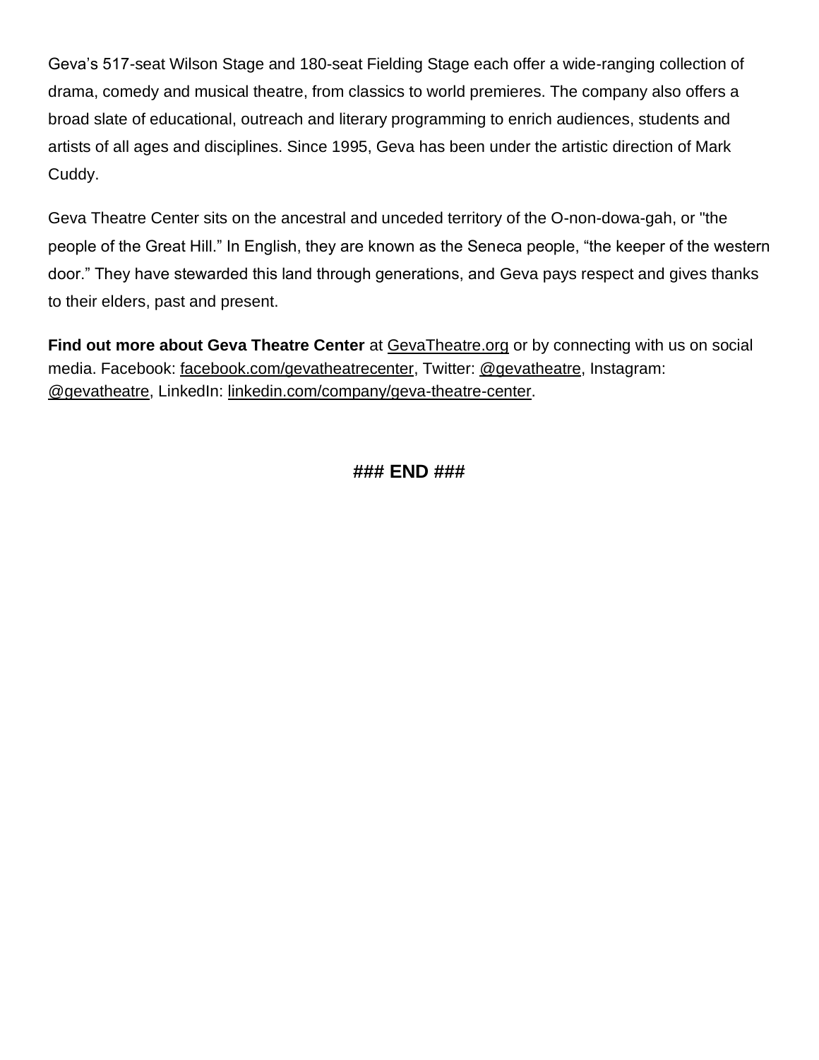Geva's 517-seat Wilson Stage and 180-seat Fielding Stage each offer a wide-ranging collection of drama, comedy and musical theatre, from classics to world premieres. The company also offers a broad slate of educational, outreach and literary programming to enrich audiences, students and artists of all ages and disciplines. Since 1995, Geva has been under the artistic direction of Mark Cuddy.

Geva Theatre Center sits on the ancestral and unceded territory of the O-non-dowa-gah, or "the people of the Great Hill." In English, they are known as the Seneca people, "the keeper of the western door." They have stewarded this land through generations, and Geva pays respect and gives thanks to their elders, past and present.

**Find out more about Geva Theatre Center** at GevaTheatre.org or by connecting with us on social media. Facebook: facebook.com/gevatheatrecenter, Twitter: @gevatheatre, Instagram: @gevatheatre, LinkedIn: linkedin.com/company/geva-theatre-center.

**### END ###**